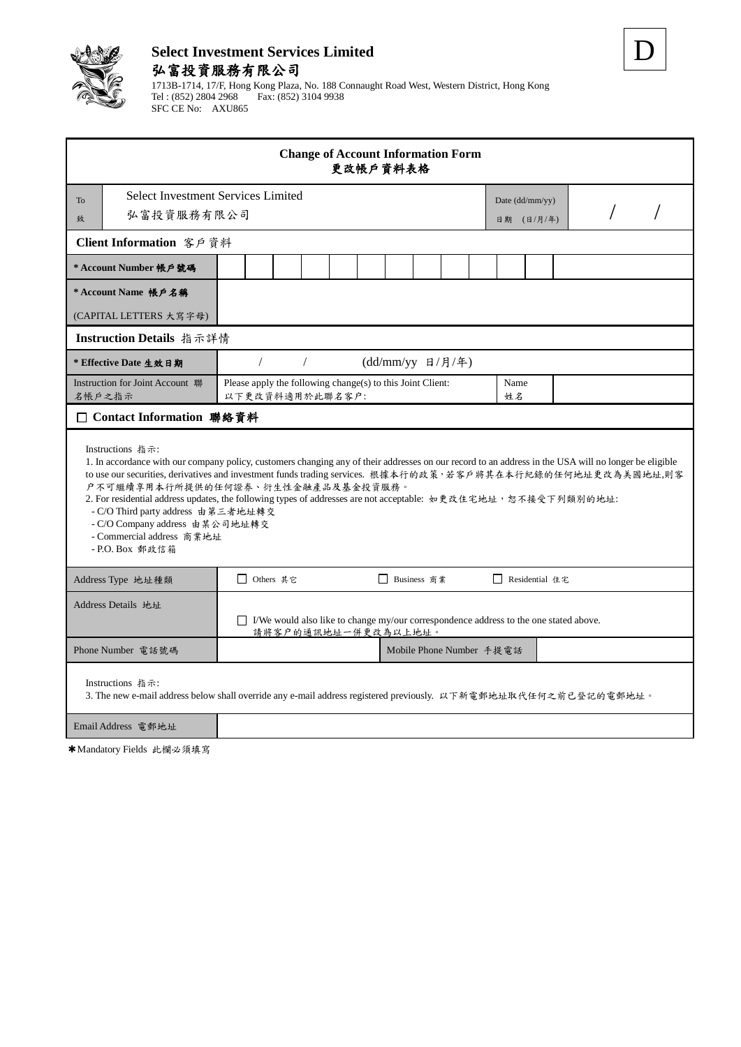**Select Investment Services Limited**

**弘富投資服務有限公司**

1713B-1714, 17/F, Hong Kong Plaza, No. 188 Connaught Road West, Western District, Hong Kong

Tel : (852) 2804 2968 Fax: (852) 3104 9938

SFC CE No: AXU865

D

## Change of Account Information Form
## 更改帳戶資料表格

| To 致 | Select Investment Services Limited 弘富投資服務有限公司 | Date (dd/mm/yy) 日期 (日/月/年) | / / |
|---|---|---|---|

### Client Information 客戶資料

| | |
|---|---|
| * Account Number 帳戶號碼 | |
| * Account Name 帳戶名稱 (CAPITAL LETTERS 大寫字母) | |

### Instruction Details 指示詳情

| | | | |
|---|---|---|---|
| * Effective Date 生效日期 | / / (dd/mm/yy 日/月/年) | | |
| Instruction for Joint Account 聯名帳戶之指示 | Please apply the following change(s) to this Joint Client: 以下更改資料適用於此聯名客戶: | Name 姓名 | |

### ☐ Contact Information 聯絡資料

Instructions 指示:

1. In accordance with our company policy, customers changing any of their addresses on our record to an address in the USA will no longer be eligible to use our securities, derivatives and investment funds trading services. 根據本行的政策,若客戶將其在本行紀錄的任何地址更改為美國地址,則客户不可繼續享用本行所提供的任何證券、衍生性金融產品及基金投資服務。
2. For residential address updates, the following types of addresses are not acceptable: 如更改住宅地址,恕不接受下列類別的地址:
   - C/O Third party address 由第三者地址轉交
   - C/O Company address 由某公司地址轉交
   - Commercial address 商業地址
   - P.O. Box 郵政信箱

| | | | |
|---|---|---|---|
| Address Type 地址種類 | ☐ Others 其它 | ☐ Business 商業 | ☐ Residential 住宅 |
| Address Details 地址 | ☐ I/We would also like to change my/our correspondence address to the one stated above. 請將客户的通訊地址一併更改為以上地址。 | | |
| Phone Number 電話號碼 | | Mobile Phone Number 手提電話 | |

Instructions 指示:

3. The new e-mail address below shall override any e-mail address registered previously. 以下新電郵地址取代任何之前已登記的電郵地址。

| | |
|---|---|
| Email Address 電郵地址 | |

✱Mandatory Fields 此欄必須填寫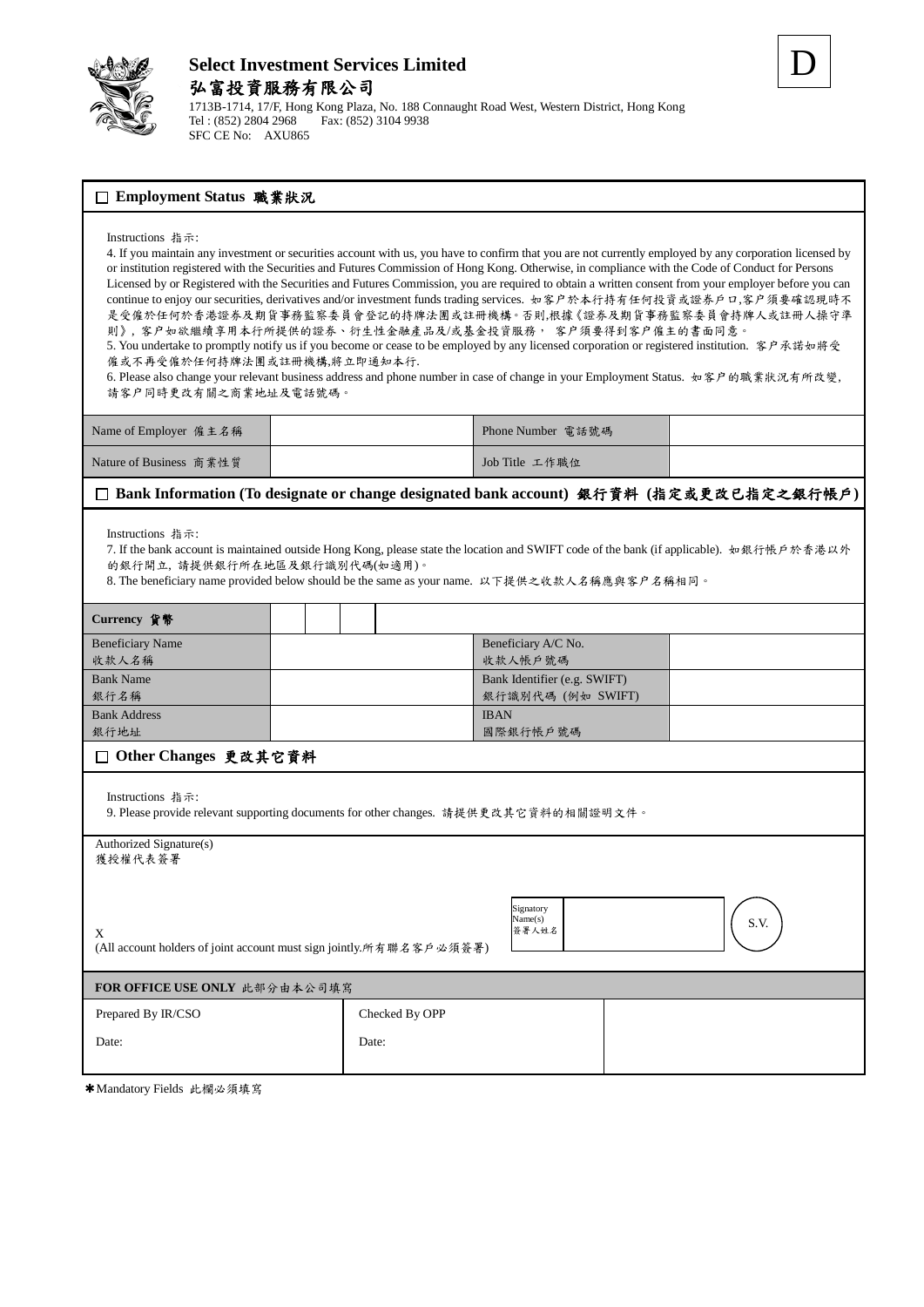**Select Investment Services Limited**
**弘富投資服務有限公司**
1713B-1714, 17/F, Hong Kong Plaza, No. 188 Connaught Road West, Western District, Hong Kong
Tel : (852) 2804 2968  Fax: (852) 3104 9938
SFC CE No: AXU865

D

## ☐ Employment Status 職業狀況

Instructions 指示:

4. If you maintain any investment or securities account with us, you have to confirm that you are not currently employed by any corporation licensed by or institution registered with the Securities and Futures Commission of Hong Kong. Otherwise, in compliance with the Code of Conduct for Persons Licensed by or Registered with the Securities and Futures Commission, you are required to obtain a written consent from your employer before you can continue to enjoy our securities, derivatives and/or investment funds trading services. 如客户於本行持有任何投資或證券戶口,客户須要確認現時不是受僱於任何於香港證券及期貨事務監察委員會登記的持牌法團或註冊機構。否則,根據《證券及期貨事務監察委員會持牌人或註冊人操守準則》，客户如欲繼續享用本行所提供的證券、衍生性金融產品及/或基金投資服務， 客户須要得到客户僱主的書面同意。
5. You undertake to promptly notify us if you become or cease to be employed by any licensed corporation or registered institution. 客户承諾如將受僱或不再受僱於任何持牌法團或註冊機構,將立即通知本行.
6. Please also change your relevant business address and phone number in case of change in your Employment Status. 如客户的職業狀況有所改變,請客户同時更改有關之商業地址及電話號碼。

| | | | |
|---|---|---|---|
| Name of Employer 僱主名稱 | | Phone Number 電話號碼 | |
| Nature of Business 商業性質 | | Job Title 工作職位 | |

## ☐ Bank Information (To designate or change designated bank account) 銀行資料 (指定或更改已指定之銀行帳戶)

Instructions 指示:

7. If the bank account is maintained outside Hong Kong, please state the location and SWIFT code of the bank (if applicable). 如銀行帳户於香港以外的銀行開立, 請提供銀行所在地區及銀行識別代碼(如適用)。
8. The beneficiary name provided below should be the same as your name. 以下提供之收款人名稱應與客户名稱相同。

| | | | |
|---|---|---|---|
| **Currency 貨幣** | | | |
| Beneficiary Name 收款人名稱 | | Beneficiary A/C No. 收款人帳戶號碼 | |
| Bank Name 銀行名稱 | | Bank Identifier (e.g. SWIFT) 銀行識別代碼 (例如 SWIFT) | |
| Bank Address 銀行地址 | | IBAN 國際銀行帳戶號碼 | |

## ☐ Other Changes 更改其它資料

Instructions 指示:

9. Please provide relevant supporting documents for other changes. 請提供更改其它資料的相關證明文件。

Authorized Signature(s)
獲授權代表簽署

X
(All account holders of joint account must sign jointly.所有聯名客户必須簽署)

Signatory Name(s) 簽署人姓名

S.V.

| FOR OFFICE USE ONLY 此部分由本公司填寫 | | |
|---|---|---|
| Prepared By IR/CSO | Checked By OPP | |
| Date: | Date: | |

✱Mandatory Fields 此欄必須填寫